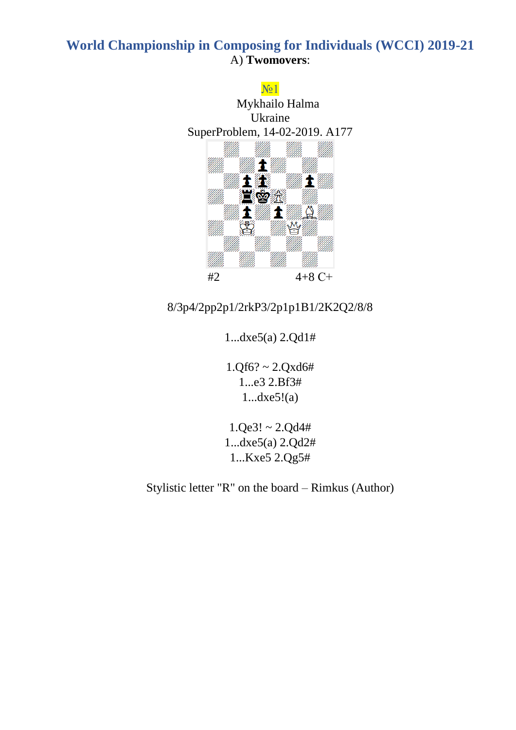# World Championship in Composing for Individuals (WCCI) 2019-21

A) **Twomovers**:

№1

Mykhailo Halma
Ukraine
SuperProblem, 14-02-2019. A177

#2 4+8 C+

8/3p4/2pp2p1/2rkP3/2p1p1B1/2K2Q2/8/8

1...dxe5(a) 2.Qd1#

1.Qf6? ~ 2.Qxd6#
1...e3 2.Bf3#
1...dxe5!(a)

1.Qe3! ~ 2.Qd4#
1...dxe5(a) 2.Qd2#
1...Kxe5 2.Qg5#

Stylistic letter "R" on the board – Rimkus (Author)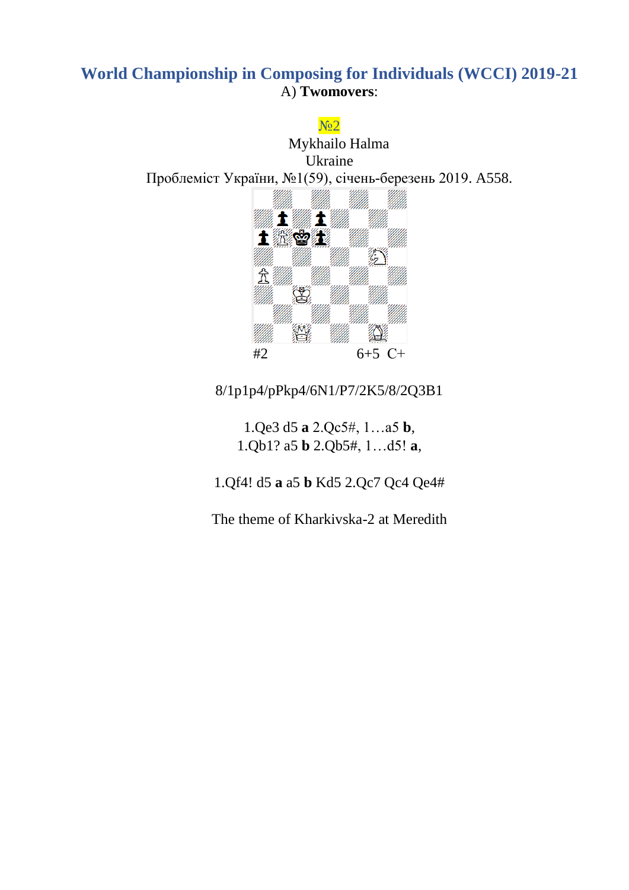## World Championship in Composing for Individuals (WCCI) 2019-21

A) **Twomovers**:

№2

Mykhailo Halma

Ukraine

Проблеміст України, №1(59), січень-березень 2019. A558.

#2 6+5 C+

8/1p1p4/pPkp4/6N1/P7/2K5/8/2Q3B1

1.Qe3 d5 **a** 2.Qc5#, 1…a5 **b**,
1.Qb1? a5 **b** 2.Qb5#, 1…d5! **a**,

1.Qf4! d5 **a** a5 **b** Kd5 2.Qc7 Qc4 Qe4#

The theme of Kharkivska-2 at Meredith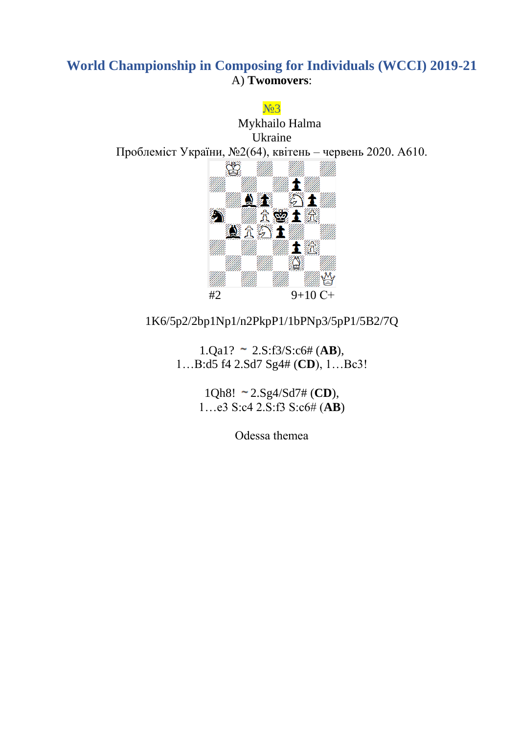## World Championship in Composing for Individuals (WCCI) 2019-21

A) **Twomovers**:

№3

Mykhailo Halma

Ukraine

Проблеміст України, №2(64), квітень – червень 2020. A610.

#2 9+10 C+

1K6/5p2/2bp1Np1/n2PkpP1/1bPNp3/5pP1/5B2/7Q

1.Qa1? ~ 2.S:f3/S:c6# (**AB**),
1…B:d5 f4 2.Sd7 Sg4# (**CD**), 1…Bc3!

1Qh8! ~ 2.Sg4/Sd7# (**CD**),
1…e3 S:c4 2.S:f3 S:c6# (**AB**)

Odessa themea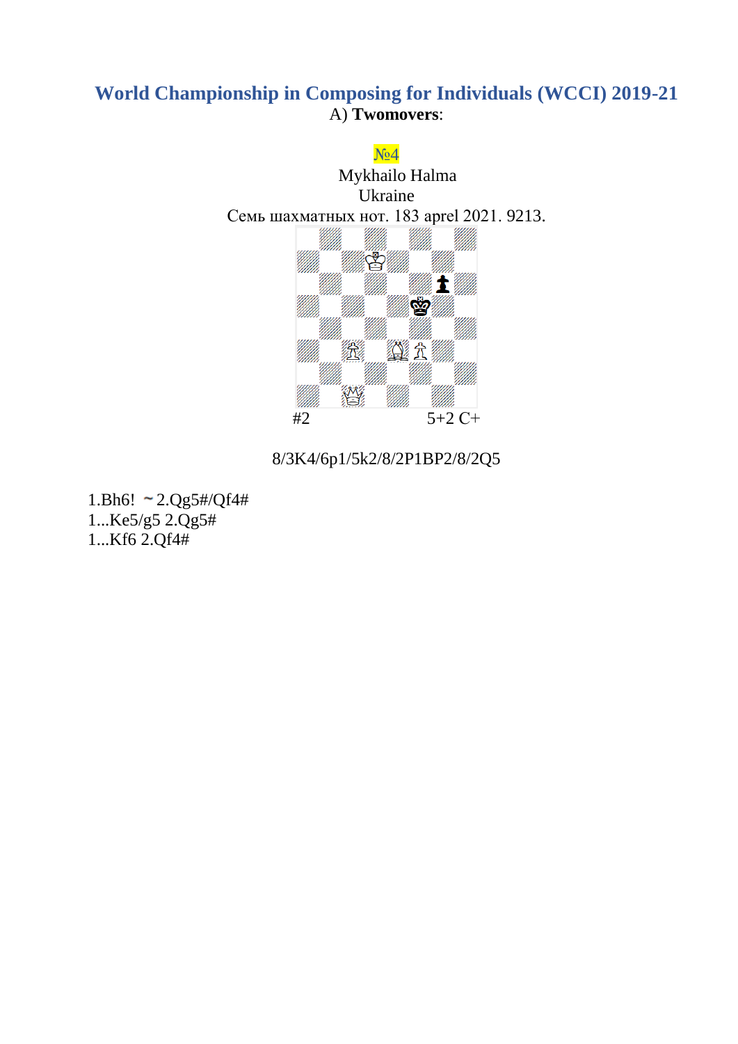# World Championship in Composing for Individuals (WCCI) 2019-21

A) **Twomovers**:

№4

Mykhailo Halma
Ukraine
Семь шахматных нот. 183 aprel 2021. 9213.

#2 5+2 C+

8/3K4/6p1/5k2/8/2P1BP2/8/2Q5

1.Bh6! ~ 2.Qg5#/Qf4#
1...Ke5/g5 2.Qg5#
1...Kf6 2.Qf4#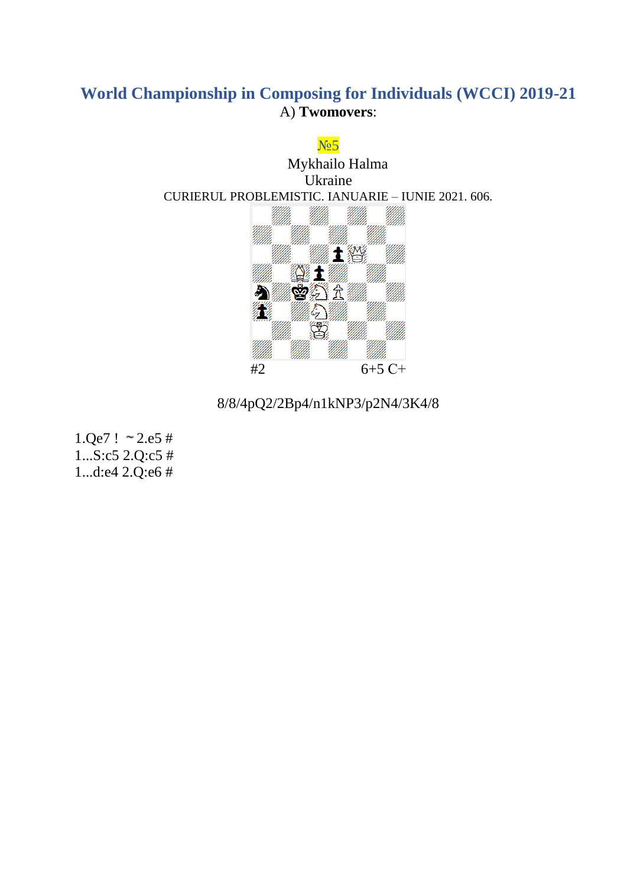# World Championship in Composing for Individuals (WCCI) 2019-21

A) **Twomovers**:

№5

Mykhailo Halma

Ukraine

CURIERUL PROBLEMISTIC. IANUARIE – IUNIE 2021. 606.

#2 6+5 C+

8/8/4pQ2/2Bp4/n1kNP3/p2N4/3K4/8

1.Qe7 ! ~ 2.e5 #

1...S:c5 2.Q:c5 #

1...d:e4 2.Q:e6 #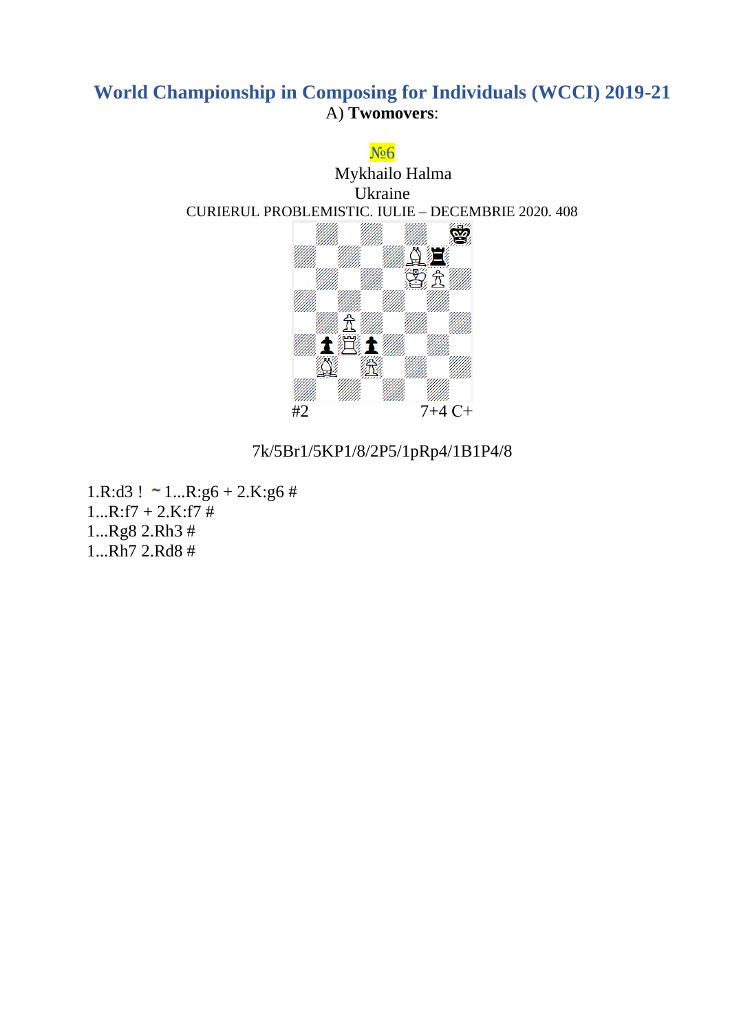# World Championship in Composing for Individuals (WCCI) 2019-21

A) **Twomovers**:

№6

Mykhailo Halma

Ukraine

CURIERUL PROBLEMISTIC. IULIE – DECEMBRIE 2020. 408

#2 7+4 C+

7k/5Br1/5KP1/8/2P5/1pRp4/1B1P4/8

1.R:d3 ! ~ 1...R:g6 + 2.K:g6 #

1...R:f7 + 2.K:f7 #

1...Rg8 2.Rh3 #

1...Rh7 2.Rd8 #